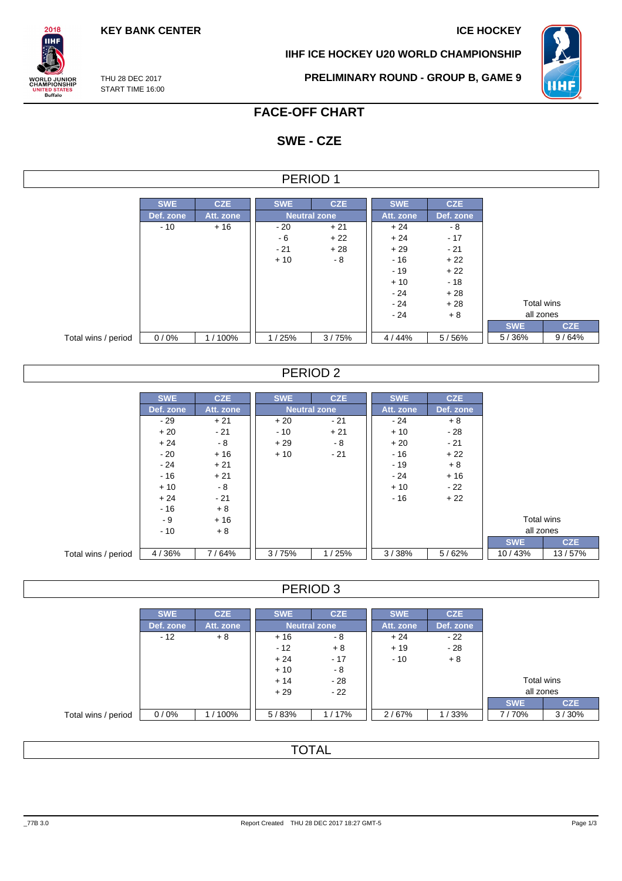KEY BANK CENTER

ICE HOCKEY

IIHF ICE HOCKEY U20 WORLD CHAMPIONSHIP

THU 28 DEC 2017
START TIME 16:00

PRELIMINARY ROUND - GROUP B, GAME 9

# FACE-OFF CHART

## SWE - CZE

### PERIOD 1

| | SWE | CZE | SWE | CZE | SWE | CZE | SWE | CZE |
|---|---|---|---|---|---|---|---|---|
| | Def. zone | Att. zone | Neutral zone | | Att. zone | Def. zone | Total wins all zones | |
| | - 10 | + 16 | - 20 | + 21 | + 24 | - 8 | | |
| | | | - 6 | + 22 | + 24 | - 17 | | |
| | | | - 21 | + 28 | + 29 | - 21 | | |
| | | | + 10 | - 8 | - 16 | + 22 | | |
| | | | | | - 19 | + 22 | | |
| | | | | | + 10 | - 18 | | |
| | | | | | - 24 | + 28 | | |
| | | | | | - 24 | + 28 | | |
| | | | | | - 24 | + 8 | | |
| Total wins / period | 0 / 0% | 1 / 100% | 1 / 25% | 3 / 75% | 4 / 44% | 5 / 56% | 5 / 36% | 9 / 64% |

### PERIOD 2

| | SWE | CZE | SWE | CZE | SWE | CZE | SWE | CZE |
|---|---|---|---|---|---|---|---|---|
| | Def. zone | Att. zone | Neutral zone | | Att. zone | Def. zone | Total wins all zones | |
| | - 29 | + 21 | + 20 | - 21 | - 24 | + 8 | | |
| | + 20 | - 21 | - 10 | + 21 | + 10 | - 28 | | |
| | + 24 | - 8 | + 29 | - 8 | + 20 | - 21 | | |
| | - 20 | + 16 | + 10 | - 21 | - 16 | + 22 | | |
| | - 24 | + 21 | | | - 19 | + 8 | | |
| | - 16 | + 21 | | | - 24 | + 16 | | |
| | + 10 | - 8 | | | + 10 | - 22 | | |
| | + 24 | - 21 | | | - 16 | + 22 | | |
| | - 16 | + 8 | | | | | | |
| | - 9 | + 16 | | | | | | |
| | - 10 | + 8 | | | | | | |
| Total wins / period | 4 / 36% | 7 / 64% | 3 / 75% | 1 / 25% | 3 / 38% | 5 / 62% | 10 / 43% | 13 / 57% |

### PERIOD 3

| | SWE | CZE | SWE | CZE | SWE | CZE | SWE | CZE |
|---|---|---|---|---|---|---|---|---|
| | Def. zone | Att. zone | Neutral zone | | Att. zone | Def. zone | Total wins all zones | |
| | - 12 | + 8 | + 16 | - 8 | + 24 | - 22 | | |
| | | | - 12 | + 8 | + 19 | - 28 | | |
| | | | + 24 | - 17 | - 10 | + 8 | | |
| | | | + 10 | - 8 | | | | |
| | | | + 14 | - 28 | | | | |
| | | | + 29 | - 22 | | | | |
| Total wins / period | 0 / 0% | 1 / 100% | 5 / 83% | 1 / 17% | 2 / 67% | 1 / 33% | 7 / 70% | 3 / 30% |

### TOTAL

_77B 3.0 Report Created THU 28 DEC 2017 18:27 GMT-5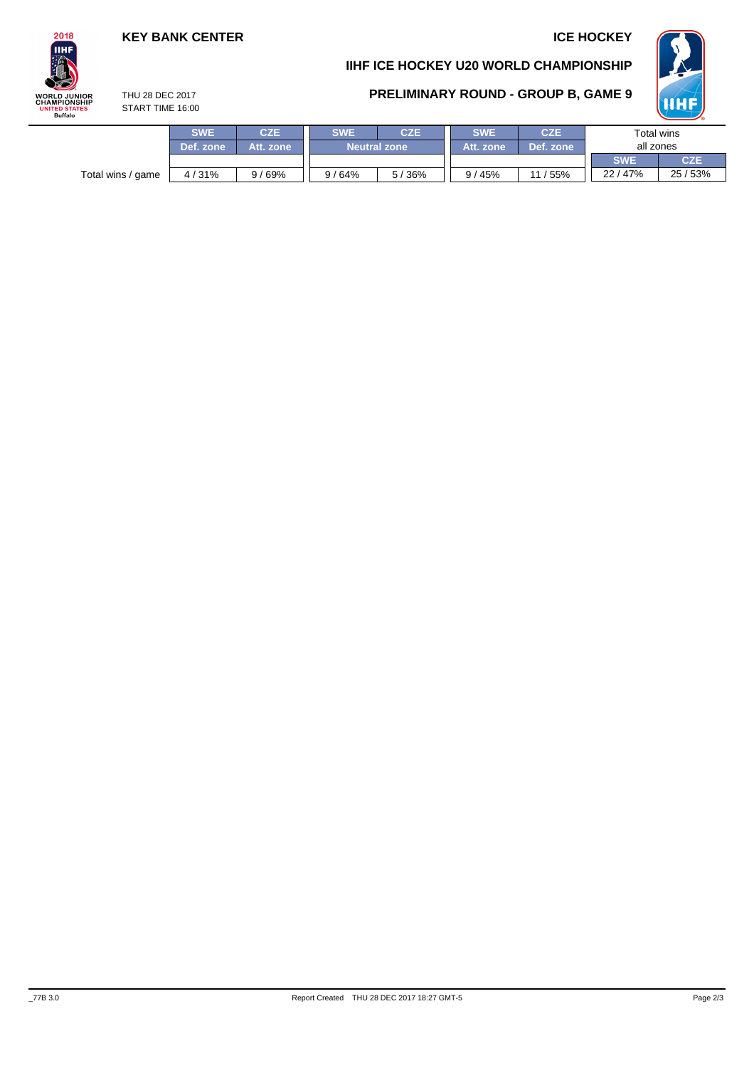**KEY BANK CENTER**

**ICE HOCKEY**

## IIHF ICE HOCKEY U20 WORLD CHAMPIONSHIP

THU 28 DEC 2017
START TIME 16:00

## PRELIMINARY ROUND - GROUP B, GAME 9

| | SWE | CZE | SWE | CZE | SWE | CZE | Total wins all zones | |
|---|---|---|---|---|---|---|---|---|
| | Def. zone | Att. zone | Neutral zone | | Att. zone | Def. zone | SWE | CZE |
| Total wins / game | 4 / 31% | 9 / 69% | 9 / 64% | 5 / 36% | 9 / 45% | 11 / 55% | 22 / 47% | 25 / 53% |

_77B 3.0    Report Created THU 28 DEC 2017 18:27 GMT-5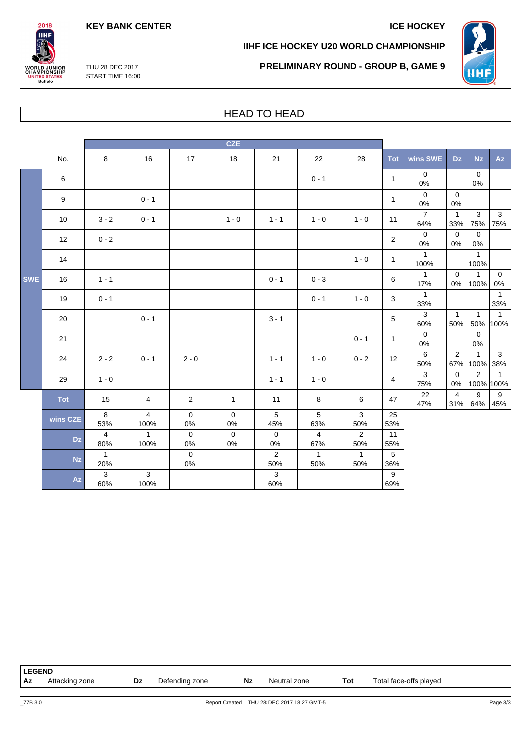KEY BANK CENTER

ICE HOCKEY

# IIHF ICE HOCKEY U20 WORLD CHAMPIONSHIP

THU 28 DEC 2017
START TIME 16:00

## PRELIMINARY ROUND - GROUP B, GAME 9

## HEAD TO HEAD

| | | CZE | | | | | | | | | | | |
|---|---|---|---|---|---|---|---|---|---|---|---|---|---|
| | No. | 8 | 16 | 17 | 18 | 21 | 22 | 28 | Tot | wins SWE | Dz | Nz | Az |
| SWE | 6 | | | | | | 0 - 1 | | 1 | 0<br>0% | | 0<br>0% | |
| | 9 | | 0 - 1 | | | | | | 1 | 0<br>0% | 0<br>0% | | |
| | 10 | 3 - 2 | 0 - 1 | | 1 - 0 | 1 - 1 | 1 - 0 | 1 - 0 | 11 | 7<br>64% | 1<br>33% | 3<br>75% | 3<br>75% |
| | 12 | 0 - 2 | | | | | | | 2 | 0<br>0% | 0<br>0% | 0<br>0% | |
| | 14 | | | | | | | 1 - 0 | 1 | 1<br>100% | | 1<br>100% | |
| | 16 | 1 - 1 | | | | 0 - 1 | 0 - 3 | | 6 | 1<br>17% | 0<br>0% | 1<br>100% | 0<br>0% |
| | 19 | 0 - 1 | | | | | 0 - 1 | 1 - 0 | 3 | 1<br>33% | | | 1<br>33% |
| | 20 | | 0 - 1 | | | 3 - 1 | | | 5 | 3<br>60% | 1<br>50% | 1<br>50% | 1<br>100% |
| | 21 | | | | | | | 0 - 1 | 1 | 0<br>0% | | 0<br>0% | |
| | 24 | 2 - 2 | 0 - 1 | 2 - 0 | | 1 - 1 | 1 - 0 | 0 - 2 | 12 | 6<br>50% | 2<br>67% | 1<br>100% | 3<br>38% |
| | 29 | 1 - 0 | | | | 1 - 1 | 1 - 0 | | 4 | 3<br>75% | 0<br>0% | 2<br>100% | 1<br>100% |
| | Tot | 15 | 4 | 2 | 1 | 11 | 8 | 6 | 47 | 22<br>47% | 4<br>31% | 9<br>64% | 9<br>45% |
| | wins CZE | 8<br>53% | 4<br>100% | 0<br>0% | 0<br>0% | 5<br>45% | 5<br>63% | 3<br>50% | 25<br>53% | | | | |
| | Dz | 4<br>80% | 1<br>100% | 0<br>0% | 0<br>0% | 0<br>0% | 4<br>67% | 2<br>50% | 11<br>55% | | | | |
| | Nz | 1<br>20% | | 0<br>0% | | 2<br>50% | 1<br>50% | 1<br>50% | 5<br>36% | | | | |
| | Az | 3<br>60% | 3<br>100% | | | 3<br>60% | | | 9<br>69% | | | | |

**LEGEND**

| | | | | | | | |
|---|---|---|---|---|---|---|---|
| **Az** | Attacking zone | **Dz** | Defending zone | **Nz** | Neutral zone | **Tot** | Total face-offs played |

_77B 3.0 Report Created THU 28 DEC 2017 18:27 GMT-5